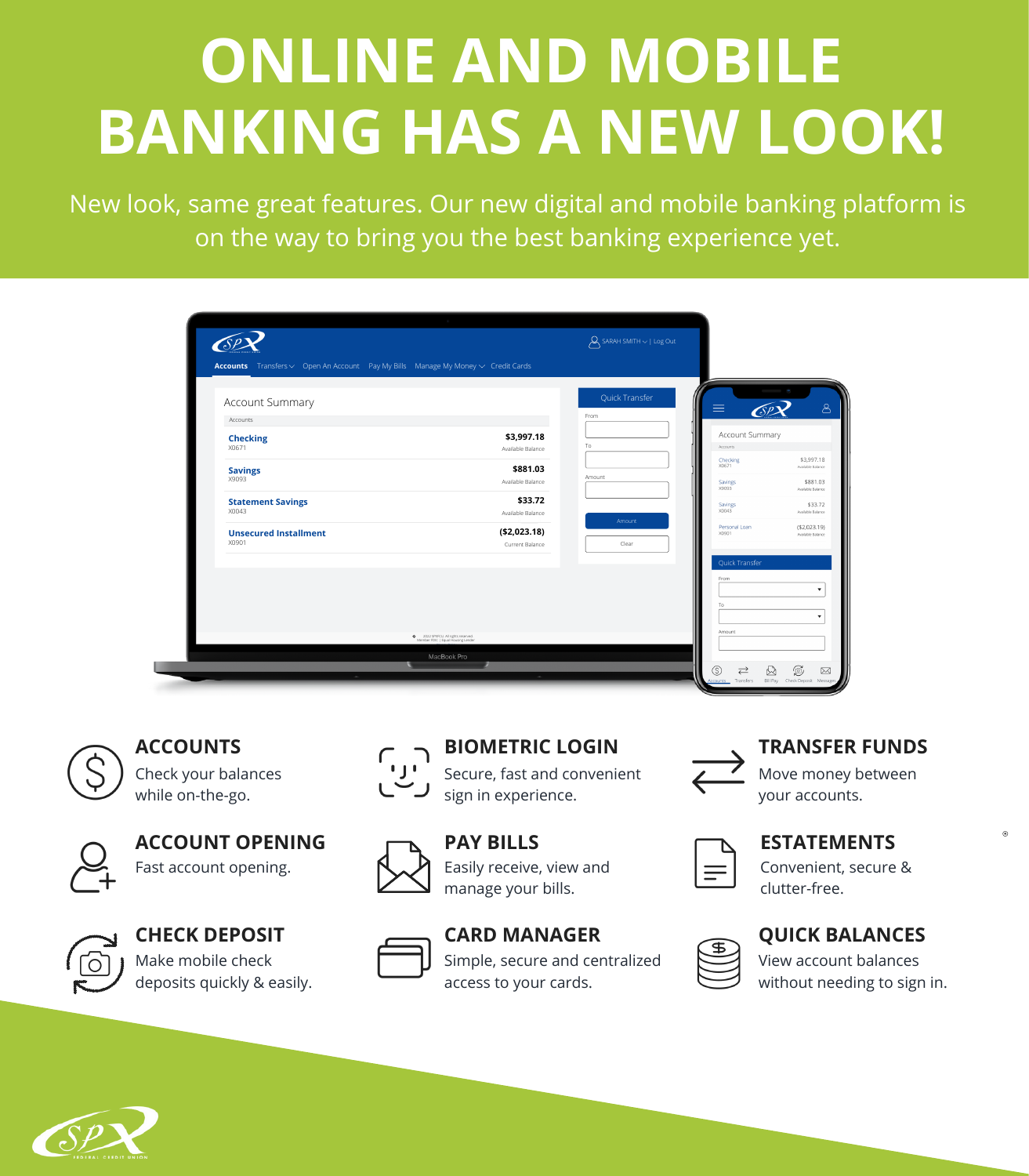# ONLINE AND MOBILE BANKING HAS A NEW LOOK!

New look, same great features. Our new digital and mobile banking platform is on the way to bring you the best banking experience yet.

### ACCOUNTS
Check your balances while on-the-go.

### BIOMETRIC LOGIN
Secure, fast and convenient sign in experience.

### TRANSFER FUNDS
Move money between your accounts.

### ACCOUNT OPENING
Fast account opening.

### PAY BILLS
Easily receive, view and manage your bills.

### ESTATEMENTS
Convenient, secure & clutter-free.

### CHECK DEPOSIT
Make mobile check deposits quickly & easily.

### CARD MANAGER
Simple, secure and centralized access to your cards.

### QUICK BALANCES
View account balances without needing to sign in.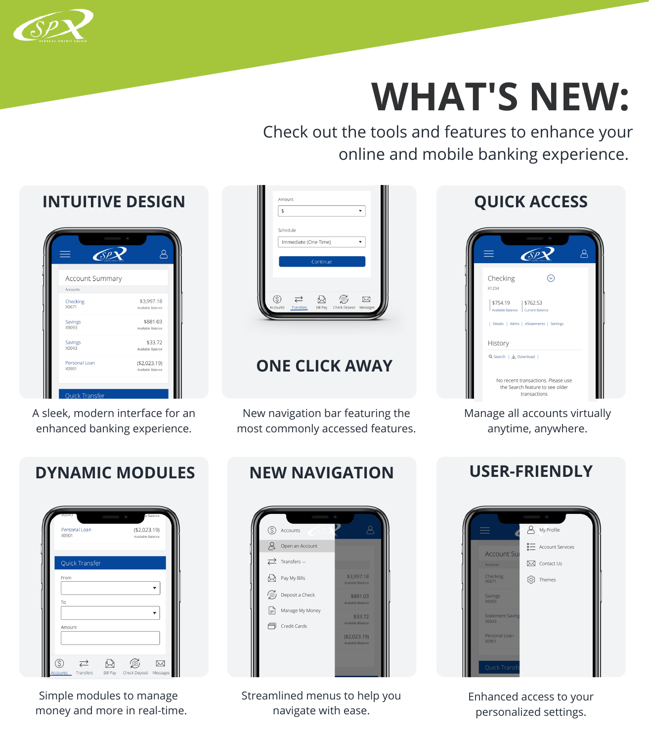# WHAT'S NEW:

Check out the tools and features to enhance your online and mobile banking experience.

## INTUITIVE DESIGN

A sleek, modern interface for an enhanced banking experience.

## ONE CLICK AWAY

New navigation bar featuring the most commonly accessed features.

## QUICK ACCESS

Manage all accounts virtually anytime, anywhere.

## DYNAMIC MODULES

Simple modules to manage money and more in real-time.

## NEW NAVIGATION

Streamlined menus to help you navigate with ease.

## USER-FRIENDLY

Enhanced access to your personalized settings.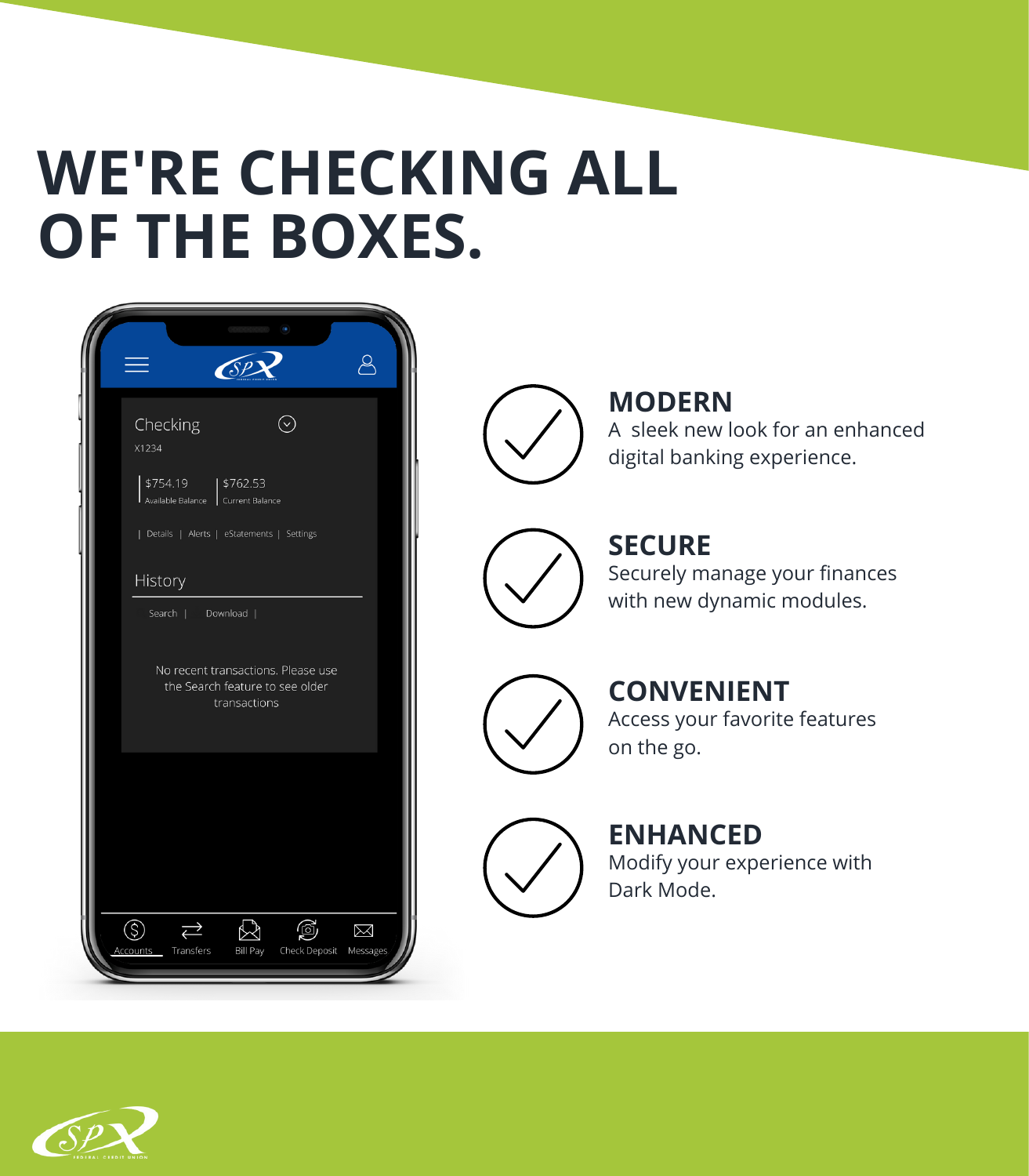# WE'RE CHECKING ALL OF THE BOXES.

Checking

X1234

$754.19
Available Balance

$762.53
Current Balance

| Details | Alerts | eStatements | Settings

History

Search | Download |

No recent transactions. Please use the Search feature to see older transactions

Accounts Transfers Bill Pay Check Deposit Messages

## MODERN

A sleek new look for an enhanced digital banking experience.

## SECURE

Securely manage your finances with new dynamic modules.

## CONVENIENT

Access your favorite features on the go.

## ENHANCED

Modify your experience with Dark Mode.